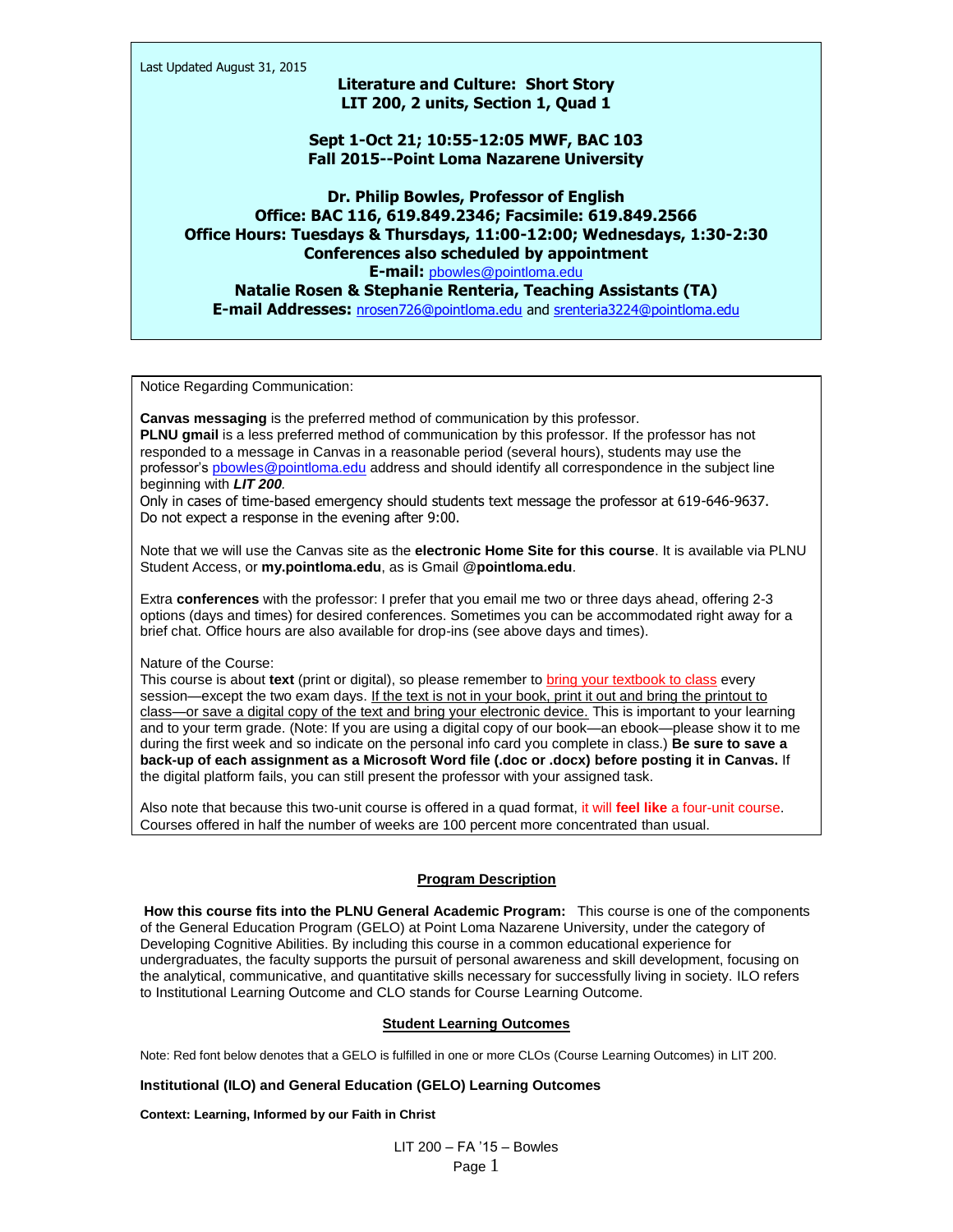Last Updated August 31, 2015

# Literature and Culture: Short Story
## LIT 200, 2 units, Section 1, Quad 1

**Sept 1-Oct 21; 10:55-12:05 MWF, BAC 103**
**Fall 2015--Point Loma Nazarene University**

**Dr. Philip Bowles, Professor of English**
**Office: BAC 116, 619.849.2346; Facsimile: 619.849.2566**
**Office Hours: Tuesdays & Thursdays, 11:00-12:00; Wednesdays, 1:30-2:30**
**Conferences also scheduled by appointment**
**E-mail:** pbowles@pointloma.edu
**Natalie Rosen & Stephanie Renteria, Teaching Assistants (TA)**
**E-mail Addresses:** nrosen726@pointloma.edu and srenteria3224@pointloma.edu

Notice Regarding Communication:

**Canvas messaging** is the preferred method of communication by this professor.
**PLNU gmail** is a less preferred method of communication by this professor. If the professor has not responded to a message in Canvas in a reasonable period (several hours), students may use the professor's pbowles@pointloma.edu address and should identify all correspondence in the subject line beginning with ***LIT 200***.
Only in cases of time-based emergency should students text message the professor at 619-646-9637. Do not expect a response in the evening after 9:00.

Note that we will use the Canvas site as the **electronic Home Site for this course**. It is available via PLNU Student Access, or **my.pointloma.edu**, as is Gmail **@pointloma.edu**.

Extra **conferences** with the professor: I prefer that you email me two or three days ahead, offering 2-3 options (days and times) for desired conferences. Sometimes you can be accommodated right away for a brief chat. Office hours are also available for drop-ins (see above days and times).

Nature of the Course:
This course is about **text** (print or digital), so please remember to bring your textbook to class every session—except the two exam days. If the text is not in your book, print it out and bring the printout to class—or save a digital copy of the text and bring your electronic device. This is important to your learning and to your term grade. (Note: If you are using a digital copy of our book—an ebook—please show it to me during the first week and so indicate on the personal info card you complete in class.) **Be sure to save a back-up of each assignment as a Microsoft Word file (.doc or .docx) before posting it in Canvas.** If the digital platform fails, you can still present the professor with your assigned task.

Also note that because this two-unit course is offered in a quad format, it will **feel like** a four-unit course. Courses offered in half the number of weeks are 100 percent more concentrated than usual.

## Program Description

**How this course fits into the PLNU General Academic Program:** This course is one of the components of the General Education Program (GELO) at Point Loma Nazarene University, under the category of Developing Cognitive Abilities. By including this course in a common educational experience for undergraduates, the faculty supports the pursuit of personal awareness and skill development, focusing on the analytical, communicative, and quantitative skills necessary for successfully living in society. ILO refers to Institutional Learning Outcome and CLO stands for Course Learning Outcome.

## Student Learning Outcomes

Note: Red font below denotes that a GELO is fulfilled in one or more CLOs (Course Learning Outcomes) in LIT 200.

### Institutional (ILO) and General Education (GELO) Learning Outcomes

**Context: Learning, Informed by our Faith in Christ**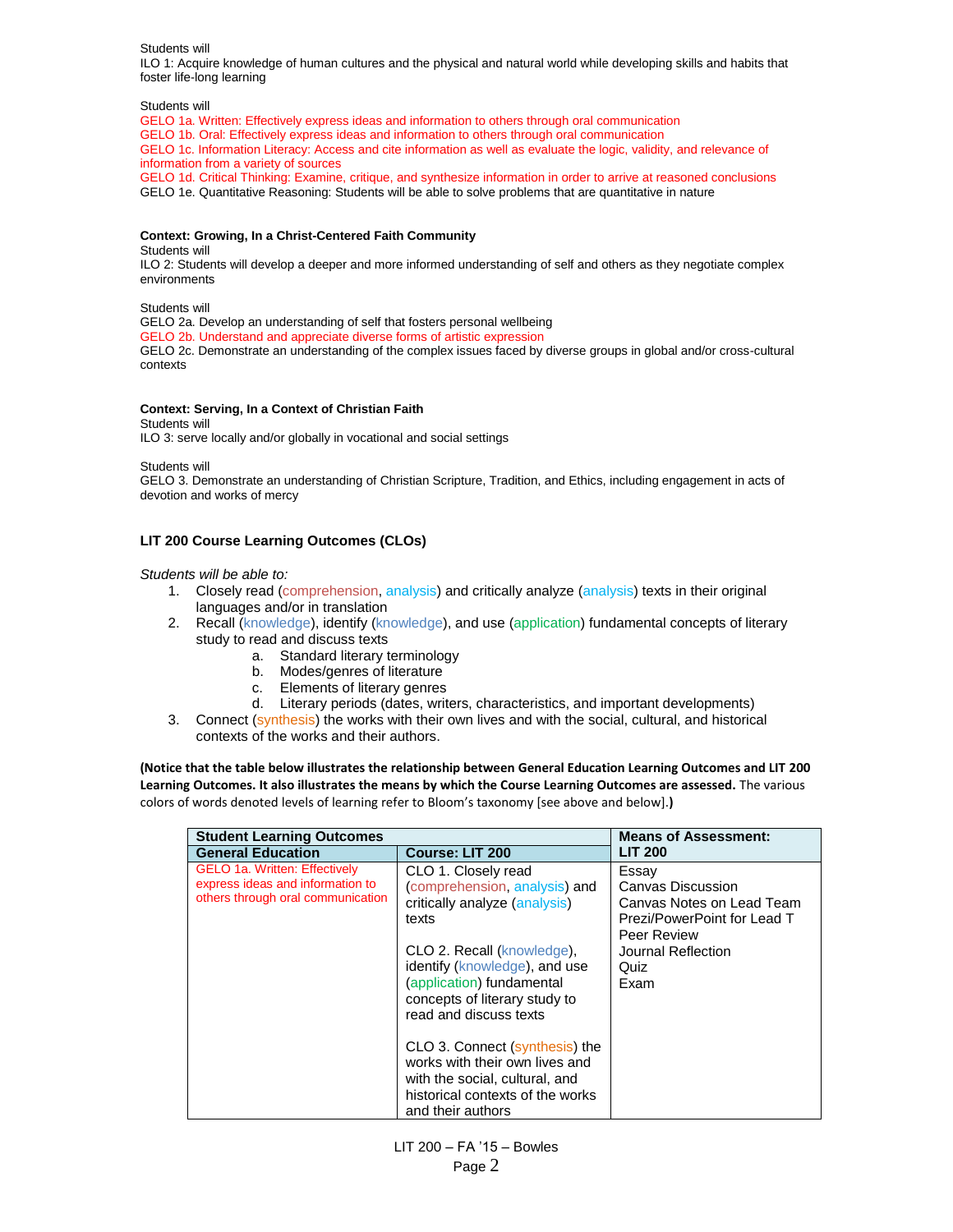Students will
ILO 1: Acquire knowledge of human cultures and the physical and natural world while developing skills and habits that foster life-long learning

Students will
GELO 1a. Written: Effectively express ideas and information to others through oral communication
GELO 1b. Oral: Effectively express ideas and information to others through oral communication
GELO 1c. Information Literacy: Access and cite information as well as evaluate the logic, validity, and relevance of information from a variety of sources
GELO 1d. Critical Thinking: Examine, critique, and synthesize information in order to arrive at reasoned conclusions
GELO 1e. Quantitative Reasoning: Students will be able to solve problems that are quantitative in nature

**Context: Growing, In a Christ-Centered Faith Community**
Students will
ILO 2: Students will develop a deeper and more informed understanding of self and others as they negotiate complex environments

Students will
GELO 2a. Develop an understanding of self that fosters personal wellbeing
GELO 2b. Understand and appreciate diverse forms of artistic expression
GELO 2c. Demonstrate an understanding of the complex issues faced by diverse groups in global and/or cross-cultural contexts

**Context: Serving, In a Context of Christian Faith**
Students will
ILO 3: serve locally and/or globally in vocational and social settings

Students will
GELO 3. Demonstrate an understanding of Christian Scripture, Tradition, and Ethics, including engagement in acts of devotion and works of mercy

### LIT 200 Course Learning Outcomes (CLOs)

*Students will be able to:*

1. Closely read (comprehension, analysis) and critically analyze (analysis) texts in their original languages and/or in translation
2. Recall (knowledge), identify (knowledge), and use (application) fundamental concepts of literary study to read and discuss texts
    a. Standard literary terminology
    b. Modes/genres of literature
    c. Elements of literary genres
    d. Literary periods (dates, writers, characteristics, and important developments)
3. Connect (synthesis) the works with their own lives and with the social, cultural, and historical contexts of the works and their authors.

**(Notice that the table below illustrates the relationship between General Education Learning Outcomes and LIT 200 Learning Outcomes. It also illustrates the means by which the Course Learning Outcomes are assessed.** The various colors of words denoted levels of learning refer to Bloom's taxonomy [see above and below].**)**

| Student Learning Outcomes | | Means of Assessment: |
|---|---|---|
| **General Education** | **Course: LIT 200** | **LIT 200** |
| GELO 1a. Written: Effectively express ideas and information to others through oral communication | CLO 1. Closely read (comprehension, analysis) and critically analyze (analysis) texts<br><br>CLO 2. Recall (knowledge), identify (knowledge), and use (application) fundamental concepts of literary study to read and discuss texts<br><br>CLO 3. Connect (synthesis) the works with their own lives and with the social, cultural, and historical contexts of the works and their authors | Essay<br>Canvas Discussion<br>Canvas Notes on Lead Team<br>Prezi/PowerPoint for Lead T<br>Peer Review<br>Journal Reflection<br>Quiz<br>Exam |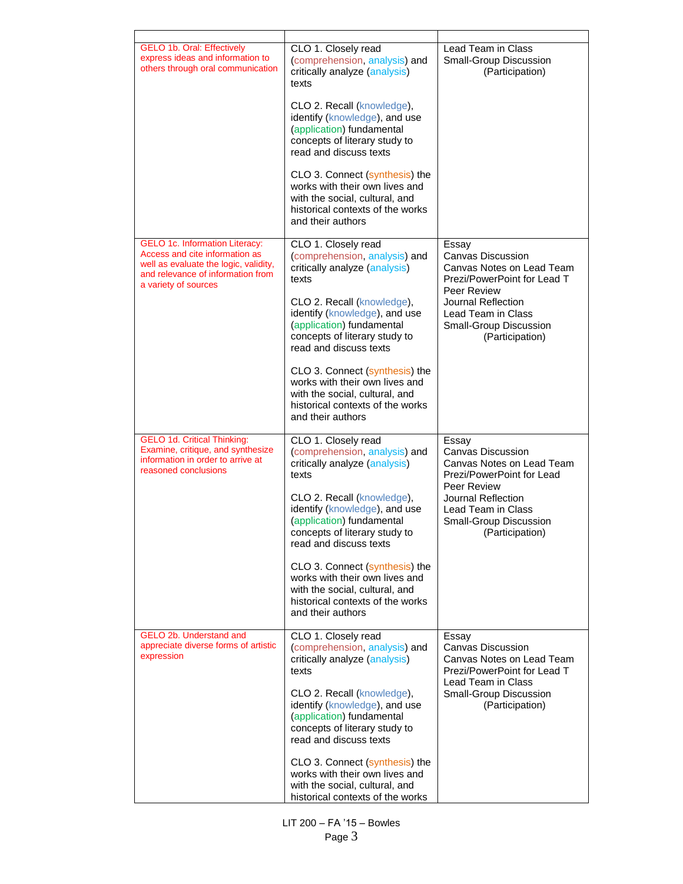| | | |
|---|---|---|
| GELO 1b. Oral: Effectively express ideas and information to others through oral communication | CLO 1. Closely read (comprehension, analysis) and critically analyze (analysis) texts<br><br>CLO 2. Recall (knowledge), identify (knowledge), and use (application) fundamental concepts of literary study to read and discuss texts<br><br>CLO 3. Connect (synthesis) the works with their own lives and with the social, cultural, and historical contexts of the works and their authors | Lead Team in Class<br>Small-Group Discussion<br>(Participation) |
| GELO 1c. Information Literacy: Access and cite information as well as evaluate the logic, validity, and relevance of information from a variety of sources | CLO 1. Closely read (comprehension, analysis) and critically analyze (analysis) texts<br><br>CLO 2. Recall (knowledge), identify (knowledge), and use (application) fundamental concepts of literary study to read and discuss texts<br><br>CLO 3. Connect (synthesis) the works with their own lives and with the social, cultural, and historical contexts of the works and their authors | Essay<br>Canvas Discussion<br>Canvas Notes on Lead Team<br>Prezi/PowerPoint for Lead T<br>Peer Review<br>Journal Reflection<br>Lead Team in Class<br>Small-Group Discussion<br>(Participation) |
| GELO 1d. Critical Thinking: Examine, critique, and synthesize information in order to arrive at reasoned conclusions | CLO 1. Closely read (comprehension, analysis) and critically analyze (analysis) texts<br><br>CLO 2. Recall (knowledge), identify (knowledge), and use (application) fundamental concepts of literary study to read and discuss texts<br><br>CLO 3. Connect (synthesis) the works with their own lives and with the social, cultural, and historical contexts of the works and their authors | Essay<br>Canvas Discussion<br>Canvas Notes on Lead Team<br>Prezi/PowerPoint for Lead<br>Peer Review<br>Journal Reflection<br>Lead Team in Class<br>Small-Group Discussion<br>(Participation) |
| GELO 2b. Understand and appreciate diverse forms of artistic expression | CLO 1. Closely read (comprehension, analysis) and critically analyze (analysis) texts<br><br>CLO 2. Recall (knowledge), identify (knowledge), and use (application) fundamental concepts of literary study to read and discuss texts<br><br>CLO 3. Connect (synthesis) the works with their own lives and with the social, cultural, and historical contexts of the works | Essay<br>Canvas Discussion<br>Canvas Notes on Lead Team<br>Prezi/PowerPoint for Lead T<br>Lead Team in Class<br>Small-Group Discussion<br>(Participation) |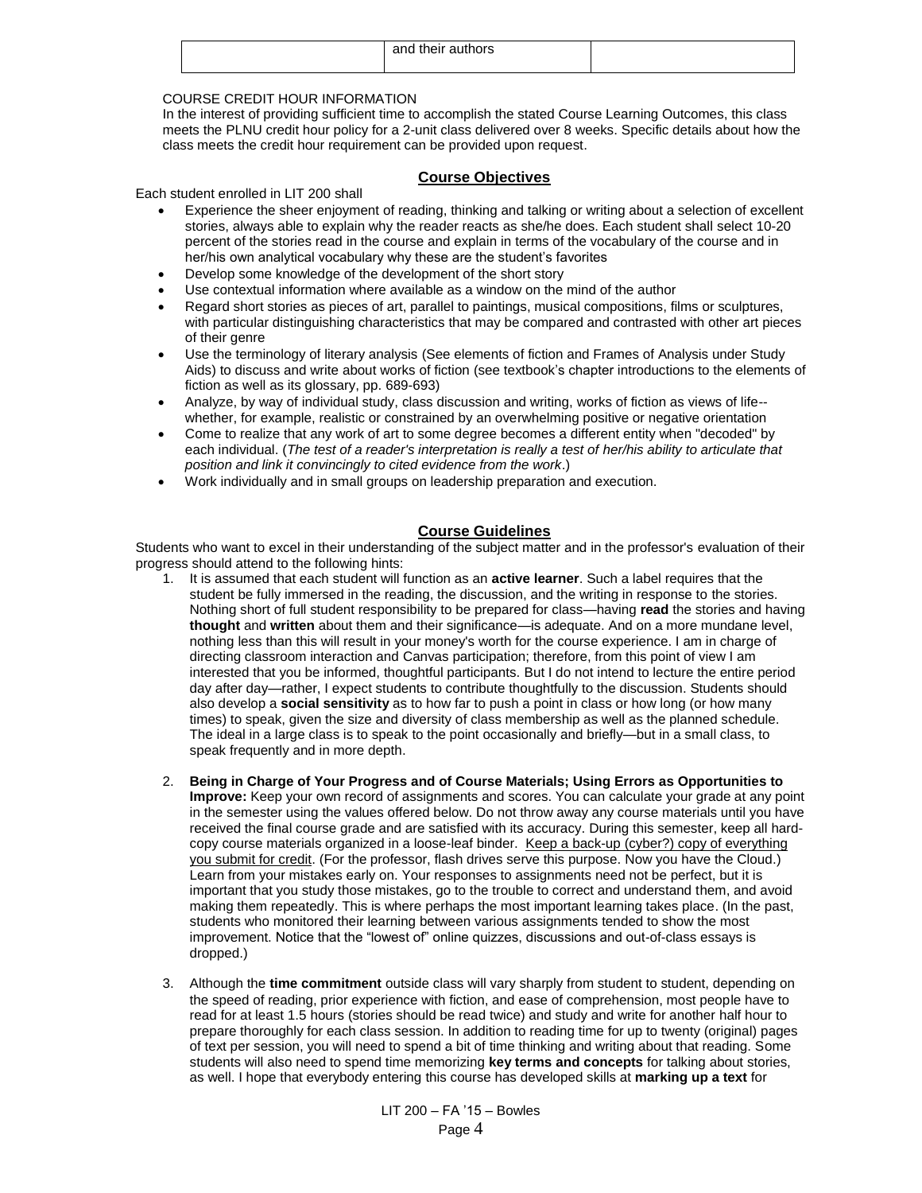| | and their authors | |
|---|---|---|

COURSE CREDIT HOUR INFORMATION

In the interest of providing sufficient time to accomplish the stated Course Learning Outcomes, this class meets the PLNU credit hour policy for a 2-unit class delivered over 8 weeks. Specific details about how the class meets the credit hour requirement can be provided upon request.

## Course Objectives

Each student enrolled in LIT 200 shall

- Experience the sheer enjoyment of reading, thinking and talking or writing about a selection of excellent stories, always able to explain why the reader reacts as she/he does. Each student shall select 10-20 percent of the stories read in the course and explain in terms of the vocabulary of the course and in her/his own analytical vocabulary why these are the student's favorites
- Develop some knowledge of the development of the short story
- Use contextual information where available as a window on the mind of the author
- Regard short stories as pieces of art, parallel to paintings, musical compositions, films or sculptures, with particular distinguishing characteristics that may be compared and contrasted with other art pieces of their genre
- Use the terminology of literary analysis (See elements of fiction and Frames of Analysis under Study Aids) to discuss and write about works of fiction (see textbook's chapter introductions to the elements of fiction as well as its glossary, pp. 689-693)
- Analyze, by way of individual study, class discussion and writing, works of fiction as views of life--whether, for example, realistic or constrained by an overwhelming positive or negative orientation
- Come to realize that any work of art to some degree becomes a different entity when "decoded" by each individual. (*The test of a reader's interpretation is really a test of her/his ability to articulate that position and link it convincingly to cited evidence from the work*.)
- Work individually and in small groups on leadership preparation and execution.

## Course Guidelines

Students who want to excel in their understanding of the subject matter and in the professor's evaluation of their progress should attend to the following hints:

1. It is assumed that each student will function as an **active learner**. Such a label requires that the student be fully immersed in the reading, the discussion, and the writing in response to the stories. Nothing short of full student responsibility to be prepared for class—having **read** the stories and having **thought** and **written** about them and their significance—is adequate. And on a more mundane level, nothing less than this will result in your money's worth for the course experience. I am in charge of directing classroom interaction and Canvas participation; therefore, from this point of view I am interested that you be informed, thoughtful participants. But I do not intend to lecture the entire period day after day—rather, I expect students to contribute thoughtfully to the discussion. Students should also develop a **social sensitivity** as to how far to push a point in class or how long (or how many times) to speak, given the size and diversity of class membership as well as the planned schedule. The ideal in a large class is to speak to the point occasionally and briefly—but in a small class, to speak frequently and in more depth.

2. **Being in Charge of Your Progress and of Course Materials; Using Errors as Opportunities to Improve:** Keep your own record of assignments and scores. You can calculate your grade at any point in the semester using the values offered below. Do not throw away any course materials until you have received the final course grade and are satisfied with its accuracy. During this semester, keep all hard-copy course materials organized in a loose-leaf binder. <u>Keep a back-up (cyber?) copy of everything you submit for credit</u>. (For the professor, flash drives serve this purpose. Now you have the Cloud.) Learn from your mistakes early on. Your responses to assignments need not be perfect, but it is important that you study those mistakes, go to the trouble to correct and understand them, and avoid making them repeatedly. This is where perhaps the most important learning takes place. (In the past, students who monitored their learning between various assignments tended to show the most improvement. Notice that the "lowest of" online quizzes, discussions and out-of-class essays is dropped.)

3. Although the **time commitment** outside class will vary sharply from student to student, depending on the speed of reading, prior experience with fiction, and ease of comprehension, most people have to read for at least 1.5 hours (stories should be read twice) and study and write for another half hour to prepare thoroughly for each class session. In addition to reading time for up to twenty (original) pages of text per session, you will need to spend a bit of time thinking and writing about that reading. Some students will also need to spend time memorizing **key terms and concepts** for talking about stories, as well. I hope that everybody entering this course has developed skills at **marking up a text** for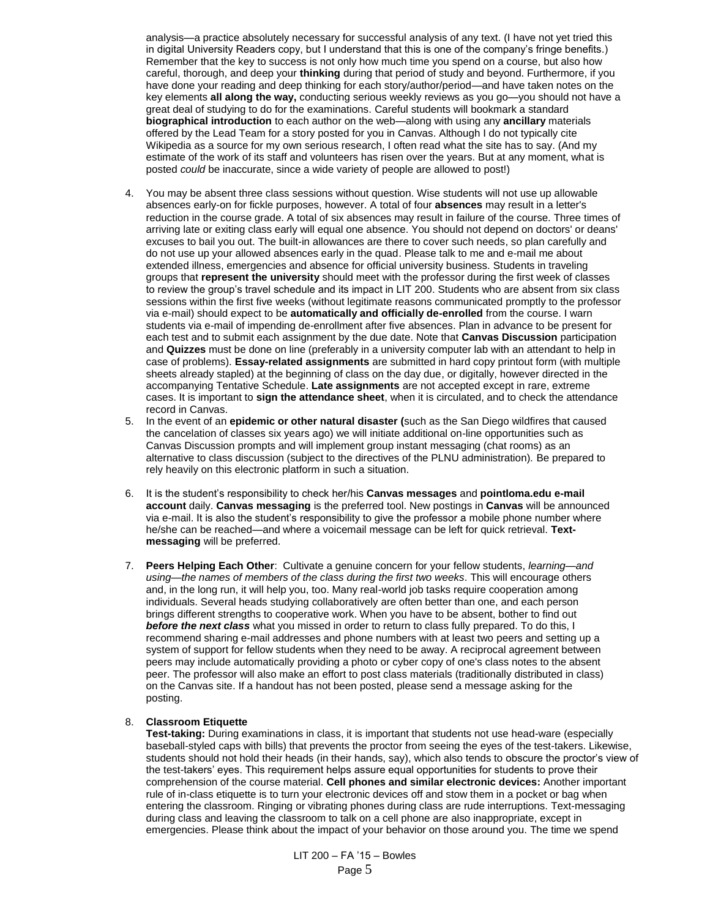analysis—a practice absolutely necessary for successful analysis of any text. (I have not yet tried this in digital University Readers copy, but I understand that this is one of the company's fringe benefits.) Remember that the key to success is not only how much time you spend on a course, but also how careful, thorough, and deep your **thinking** during that period of study and beyond. Furthermore, if you have done your reading and deep thinking for each story/author/period—and have taken notes on the key elements **all along the way,** conducting serious weekly reviews as you go—you should not have a great deal of studying to do for the examinations. Careful students will bookmark a standard **biographical introduction** to each author on the web—along with using any **ancillary** materials offered by the Lead Team for a story posted for you in Canvas. Although I do not typically cite Wikipedia as a source for my own serious research, I often read what the site has to say. (And my estimate of the work of its staff and volunteers has risen over the years. But at any moment, what is posted *could* be inaccurate, since a wide variety of people are allowed to post!)

4. You may be absent three class sessions without question. Wise students will not use up allowable absences early-on for fickle purposes, however. A total of four **absences** may result in a letter's reduction in the course grade. A total of six absences may result in failure of the course. Three times of arriving late or exiting class early will equal one absence. You should not depend on doctors' or deans' excuses to bail you out. The built-in allowances are there to cover such needs, so plan carefully and do not use up your allowed absences early in the quad. Please talk to me and e-mail me about extended illness, emergencies and absence for official university business. Students in traveling groups that **represent the university** should meet with the professor during the first week of classes to review the group's travel schedule and its impact in LIT 200. Students who are absent from six class sessions within the first five weeks (without legitimate reasons communicated promptly to the professor via e-mail) should expect to be **automatically and officially de-enrolled** from the course. I warn students via e-mail of impending de-enrollment after five absences. Plan in advance to be present for each test and to submit each assignment by the due date. Note that **Canvas Discussion** participation and **Quizzes** must be done on line (preferably in a university computer lab with an attendant to help in case of problems). **Essay-related assignments** are submitted in hard copy printout form (with multiple sheets already stapled) at the beginning of class on the day due, or digitally, however directed in the accompanying Tentative Schedule. **Late assignments** are not accepted except in rare, extreme cases. It is important to **sign the attendance sheet**, when it is circulated, and to check the attendance record in Canvas.
5. In the event of an **epidemic or other natural disaster (**such as the San Diego wildfires that caused the cancelation of classes six years ago) we will initiate additional on-line opportunities such as Canvas Discussion prompts and will implement group instant messaging (chat rooms) as an alternative to class discussion (subject to the directives of the PLNU administration). Be prepared to rely heavily on this electronic platform in such a situation.

6. It is the student's responsibility to check her/his **Canvas messages** and **pointloma.edu e-mail account** daily. **Canvas messaging** is the preferred tool. New postings in **Canvas** will be announced via e-mail. It is also the student's responsibility to give the professor a mobile phone number where he/she can be reached—and where a voicemail message can be left for quick retrieval. **Text-messaging** will be preferred.

7. **Peers Helping Each Other**: Cultivate a genuine concern for your fellow students, *learning—and using—the names of members of the class during the first two weeks*. This will encourage others and, in the long run, it will help you, too. Many real-world job tasks require cooperation among individuals. Several heads studying collaboratively are often better than one, and each person brings different strengths to cooperative work. When you have to be absent, bother to find out ***before the next class*** what you missed in order to return to class fully prepared. To do this, I recommend sharing e-mail addresses and phone numbers with at least two peers and setting up a system of support for fellow students when they need to be away. A reciprocal agreement between peers may include automatically providing a photo or cyber copy of one's class notes to the absent peer. The professor will also make an effort to post class materials (traditionally distributed in class) on the Canvas site. If a handout has not been posted, please send a message asking for the posting.

8. **Classroom Etiquette**
   **Test-taking:** During examinations in class, it is important that students not use head-ware (especially baseball-styled caps with bills) that prevents the proctor from seeing the eyes of the test-takers. Likewise, students should not hold their heads (in their hands, say), which also tends to obscure the proctor's view of the test-takers' eyes. This requirement helps assure equal opportunities for students to prove their comprehension of the course material. **Cell phones and similar electronic devices:** Another important rule of in-class etiquette is to turn your electronic devices off and stow them in a pocket or bag when entering the classroom. Ringing or vibrating phones during class are rude interruptions. Text-messaging during class and leaving the classroom to talk on a cell phone are also inappropriate, except in emergencies. Please think about the impact of your behavior on those around you. The time we spend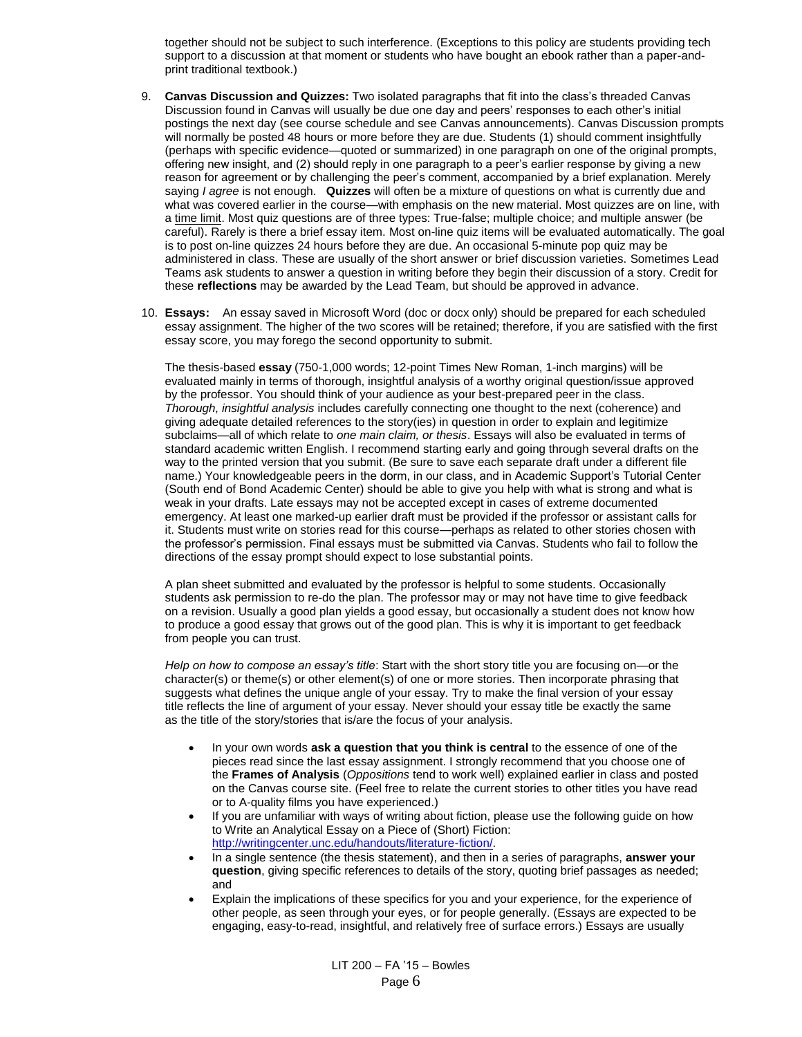together should not be subject to such interference. (Exceptions to this policy are students providing tech support to a discussion at that moment or students who have bought an ebook rather than a paper-and-print traditional textbook.)

9. **Canvas Discussion and Quizzes:** Two isolated paragraphs that fit into the class's threaded Canvas Discussion found in Canvas will usually be due one day and peers' responses to each other's initial postings the next day (see course schedule and see Canvas announcements). Canvas Discussion prompts will normally be posted 48 hours or more before they are due. Students (1) should comment insightfully (perhaps with specific evidence—quoted or summarized) in one paragraph on one of the original prompts, offering new insight, and (2) should reply in one paragraph to a peer's earlier response by giving a new reason for agreement or by challenging the peer's comment, accompanied by a brief explanation. Merely saying *I agree* is not enough. **Quizzes** will often be a mixture of questions on what is currently due and what was covered earlier in the course—with emphasis on the new material. Most quizzes are on line, with a time limit. Most quiz questions are of three types: True-false; multiple choice; and multiple answer (be careful). Rarely is there a brief essay item. Most on-line quiz items will be evaluated automatically. The goal is to post on-line quizzes 24 hours before they are due. An occasional 5-minute pop quiz may be administered in class. These are usually of the short answer or brief discussion varieties. Sometimes Lead Teams ask students to answer a question in writing before they begin their discussion of a story. Credit for these **reflections** may be awarded by the Lead Team, but should be approved in advance.

10. **Essays:** An essay saved in Microsoft Word (doc or docx only) should be prepared for each scheduled essay assignment. The higher of the two scores will be retained; therefore, if you are satisfied with the first essay score, you may forego the second opportunity to submit.

    The thesis-based **essay** (750-1,000 words; 12-point Times New Roman, 1-inch margins) will be evaluated mainly in terms of thorough, insightful analysis of a worthy original question/issue approved by the professor. You should think of your audience as your best-prepared peer in the class. *Thorough, insightful analysis* includes carefully connecting one thought to the next (coherence) and giving adequate detailed references to the story(ies) in question in order to explain and legitimize subclaims—all of which relate to *one main claim, or thesis*. Essays will also be evaluated in terms of standard academic written English. I recommend starting early and going through several drafts on the way to the printed version that you submit. (Be sure to save each separate draft under a different file name.) Your knowledgeable peers in the dorm, in our class, and in Academic Support's Tutorial Center (South end of Bond Academic Center) should be able to give you help with what is strong and what is weak in your drafts. Late essays may not be accepted except in cases of extreme documented emergency. At least one marked-up earlier draft must be provided if the professor or assistant calls for it. Students must write on stories read for this course—perhaps as related to other stories chosen with the professor's permission. Final essays must be submitted via Canvas. Students who fail to follow the directions of the essay prompt should expect to lose substantial points.

    A plan sheet submitted and evaluated by the professor is helpful to some students. Occasionally students ask permission to re-do the plan. The professor may or may not have time to give feedback on a revision. Usually a good plan yields a good essay, but occasionally a student does not know how to produce a good essay that grows out of the good plan. This is why it is important to get feedback from people you can trust.

    *Help on how to compose an essay's title*: Start with the short story title you are focusing on—or the character(s) or theme(s) or other element(s) of one or more stories. Then incorporate phrasing that suggests what defines the unique angle of your essay. Try to make the final version of your essay title reflects the line of argument of your essay. Never should your essay title be exactly the same as the title of the story/stories that is/are the focus of your analysis.

    - In your own words **ask a question that you think is central** to the essence of one of the pieces read since the last essay assignment. I strongly recommend that you choose one of the **Frames of Analysis** (*Oppositions* tend to work well) explained earlier in class and posted on the Canvas course site. (Feel free to relate the current stories to other titles you have read or to A-quality films you have experienced.)
    - If you are unfamiliar with ways of writing about fiction, please use the following guide on how to Write an Analytical Essay on a Piece of (Short) Fiction: http://writingcenter.unc.edu/handouts/literature-fiction/.
    - In a single sentence (the thesis statement), and then in a series of paragraphs, **answer your question**, giving specific references to details of the story, quoting brief passages as needed; and
    - Explain the implications of these specifics for you and your experience, for the experience of other people, as seen through your eyes, or for people generally. (Essays are expected to be engaging, easy-to-read, insightful, and relatively free of surface errors.) Essays are usually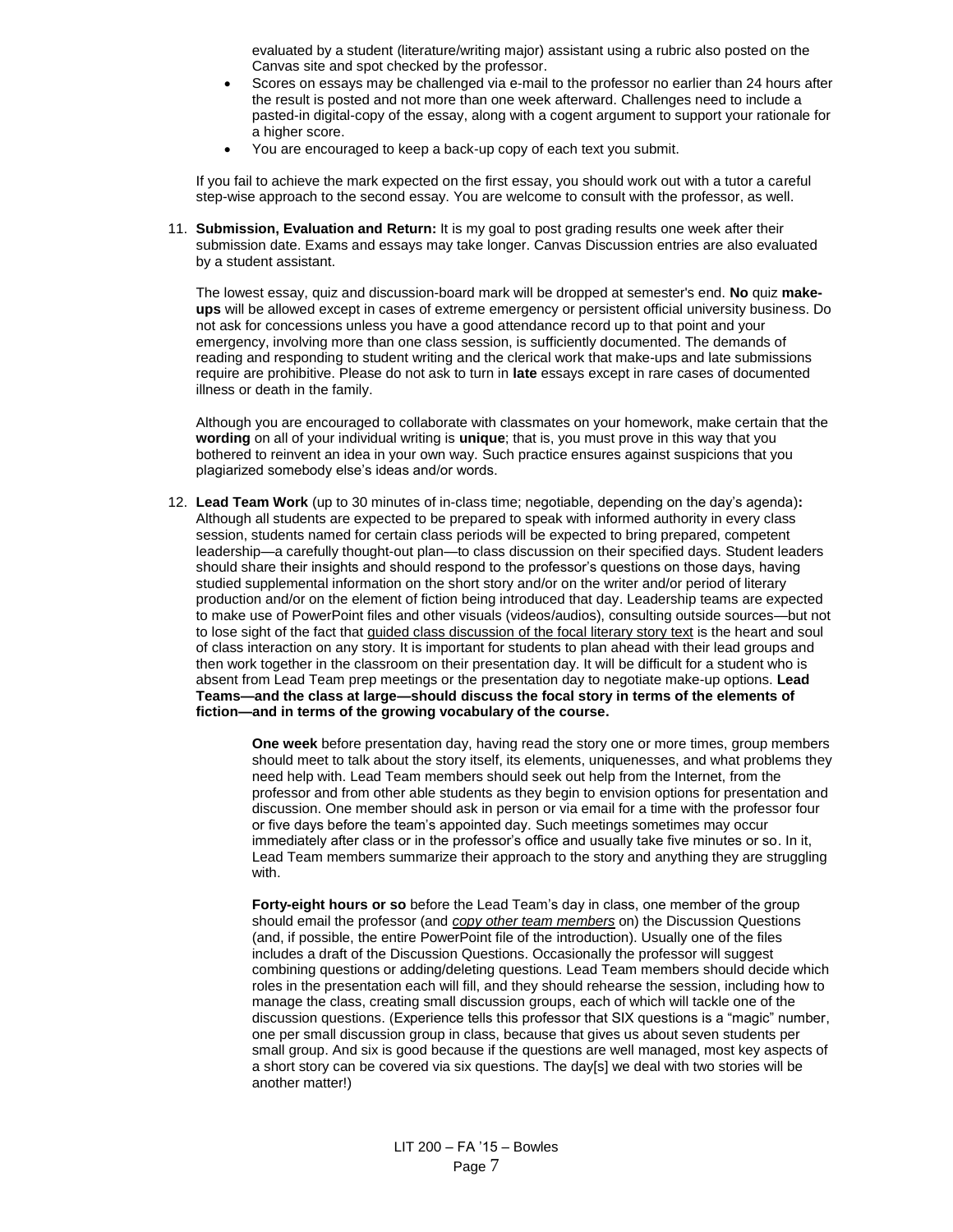evaluated by a student (literature/writing major) assistant using a rubric also posted on the Canvas site and spot checked by the professor.

- Scores on essays may be challenged via e-mail to the professor no earlier than 24 hours after the result is posted and not more than one week afterward. Challenges need to include a pasted-in digital-copy of the essay, along with a cogent argument to support your rationale for a higher score.
- You are encouraged to keep a back-up copy of each text you submit.

If you fail to achieve the mark expected on the first essay, you should work out with a tutor a careful step-wise approach to the second essay. You are welcome to consult with the professor, as well.

11. **Submission, Evaluation and Return:** It is my goal to post grading results one week after their submission date. Exams and essays may take longer. Canvas Discussion entries are also evaluated by a student assistant.

    The lowest essay, quiz and discussion-board mark will be dropped at semester's end. **No** quiz **make-ups** will be allowed except in cases of extreme emergency or persistent official university business. Do not ask for concessions unless you have a good attendance record up to that point and your emergency, involving more than one class session, is sufficiently documented. The demands of reading and responding to student writing and the clerical work that make-ups and late submissions require are prohibitive. Please do not ask to turn in **late** essays except in rare cases of documented illness or death in the family.

    Although you are encouraged to collaborate with classmates on your homework, make certain that the **wording** on all of your individual writing is **unique**; that is, you must prove in this way that you bothered to reinvent an idea in your own way. Such practice ensures against suspicions that you plagiarized somebody else's ideas and/or words.

12. **Lead Team Work** (up to 30 minutes of in-class time; negotiable, depending on the day's agenda)**:** Although all students are expected to be prepared to speak with informed authority in every class session, students named for certain class periods will be expected to bring prepared, competent leadership—a carefully thought-out plan—to class discussion on their specified days. Student leaders should share their insights and should respond to the professor's questions on those days, having studied supplemental information on the short story and/or on the writer and/or period of literary production and/or on the element of fiction being introduced that day. Leadership teams are expected to make use of PowerPoint files and other visuals (videos/audios), consulting outside sources—but not to lose sight of the fact that guided class discussion of the focal literary story text is the heart and soul of class interaction on any story. It is important for students to plan ahead with their lead groups and then work together in the classroom on their presentation day. It will be difficult for a student who is absent from Lead Team prep meetings or the presentation day to negotiate make-up options. **Lead Teams—and the class at large—should discuss the focal story in terms of the elements of fiction—and in terms of the growing vocabulary of the course.**

    **One week** before presentation day, having read the story one or more times, group members should meet to talk about the story itself, its elements, uniquenesses, and what problems they need help with. Lead Team members should seek out help from the Internet, from the professor and from other able students as they begin to envision options for presentation and discussion. One member should ask in person or via email for a time with the professor four or five days before the team's appointed day. Such meetings sometimes may occur immediately after class or in the professor's office and usually take five minutes or so. In it, Lead Team members summarize their approach to the story and anything they are struggling with.

    **Forty-eight hours or so** before the Lead Team's day in class, one member of the group should email the professor (and *copy other team members* on) the Discussion Questions (and, if possible, the entire PowerPoint file of the introduction). Usually one of the files includes a draft of the Discussion Questions. Occasionally the professor will suggest combining questions or adding/deleting questions. Lead Team members should decide which roles in the presentation each will fill, and they should rehearse the session, including how to manage the class, creating small discussion groups, each of which will tackle one of the discussion questions. (Experience tells this professor that SIX questions is a "magic" number, one per small discussion group in class, because that gives us about seven students per small group. And six is good because if the questions are well managed, most key aspects of a short story can be covered via six questions. The day[s] we deal with two stories will be another matter!)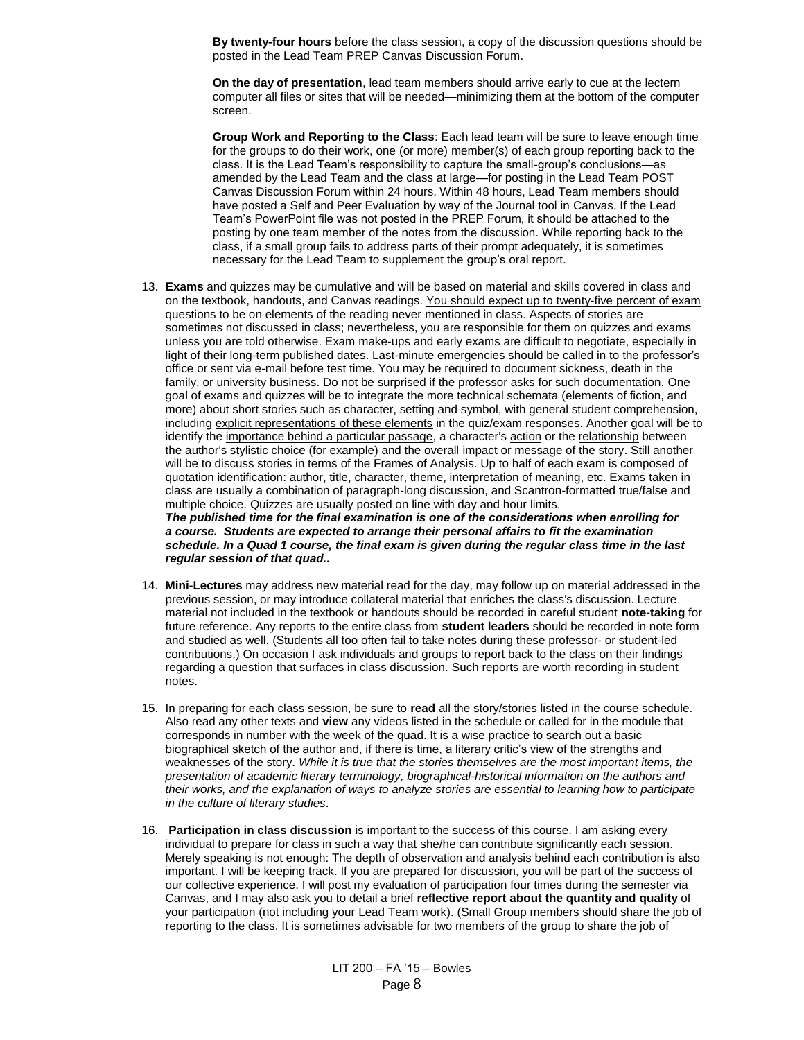**By twenty-four hours** before the class session, a copy of the discussion questions should be posted in the Lead Team PREP Canvas Discussion Forum.

**On the day of presentation**, lead team members should arrive early to cue at the lectern computer all files or sites that will be needed—minimizing them at the bottom of the computer screen.

**Group Work and Reporting to the Class**: Each lead team will be sure to leave enough time for the groups to do their work, one (or more) member(s) of each group reporting back to the class. It is the Lead Team's responsibility to capture the small-group's conclusions—as amended by the Lead Team and the class at large—for posting in the Lead Team POST Canvas Discussion Forum within 24 hours. Within 48 hours, Lead Team members should have posted a Self and Peer Evaluation by way of the Journal tool in Canvas. If the Lead Team's PowerPoint file was not posted in the PREP Forum, it should be attached to the posting by one team member of the notes from the discussion. While reporting back to the class, if a small group fails to address parts of their prompt adequately, it is sometimes necessary for the Lead Team to supplement the group's oral report.

13. **Exams** and quizzes may be cumulative and will be based on material and skills covered in class and on the textbook, handouts, and Canvas readings. <u>You should expect up to twenty-five percent of exam questions to be on elements of the reading never mentioned in class.</u> Aspects of stories are sometimes not discussed in class; nevertheless, you are responsible for them on quizzes and exams unless you are told otherwise. Exam make-ups and early exams are difficult to negotiate, especially in light of their long-term published dates. Last-minute emergencies should be called in to the professor's office or sent via e-mail before test time. You may be required to document sickness, death in the family, or university business. Do not be surprised if the professor asks for such documentation. One goal of exams and quizzes will be to integrate the more technical schemata (elements of fiction, and more) about short stories such as character, setting and symbol, with general student comprehension, including <u>explicit representations of these elements</u> in the quiz/exam responses. Another goal will be to identify the <u>importance behind a particular passage</u>, a character's <u>action</u> or the <u>relationship</u> between the author's stylistic choice (for example) and the overall <u>impact or message of the story</u>. Still another will be to discuss stories in terms of the Frames of Analysis. Up to half of each exam is composed of quotation identification: author, title, character, theme, interpretation of meaning, etc. Exams taken in class are usually a combination of paragraph-long discussion, and Scantron-formatted true/false and multiple choice. Quizzes are usually posted on line with day and hour limits.
***The published time for the final examination is one of the considerations when enrolling for a course. Students are expected to arrange their personal affairs to fit the examination schedule. In a Quad 1 course, the final exam is given during the regular class time in the last regular session of that quad..***

14. **Mini-Lectures** may address new material read for the day, may follow up on material addressed in the previous session, or may introduce collateral material that enriches the class's discussion. Lecture material not included in the textbook or handouts should be recorded in careful student **note-taking** for future reference. Any reports to the entire class from **student leaders** should be recorded in note form and studied as well. (Students all too often fail to take notes during these professor- or student-led contributions.) On occasion I ask individuals and groups to report back to the class on their findings regarding a question that surfaces in class discussion. Such reports are worth recording in student notes.

15. In preparing for each class session, be sure to **read** all the story/stories listed in the course schedule. Also read any other texts and **view** any videos listed in the schedule or called for in the module that corresponds in number with the week of the quad. It is a wise practice to search out a basic biographical sketch of the author and, if there is time, a literary critic's view of the strengths and weaknesses of the story. *While it is true that the stories themselves are the most important items, the presentation of academic literary terminology, biographical-historical information on the authors and their works, and the explanation of ways to analyze stories are essential to learning how to participate in the culture of literary studies*.

16. **Participation in class discussion** is important to the success of this course. I am asking every individual to prepare for class in such a way that she/he can contribute significantly each session. Merely speaking is not enough: The depth of observation and analysis behind each contribution is also important. I will be keeping track. If you are prepared for discussion, you will be part of the success of our collective experience. I will post my evaluation of participation four times during the semester via Canvas, and I may also ask you to detail a brief **reflective report about the quantity and quality** of your participation (not including your Lead Team work). (Small Group members should share the job of reporting to the class. It is sometimes advisable for two members of the group to share the job of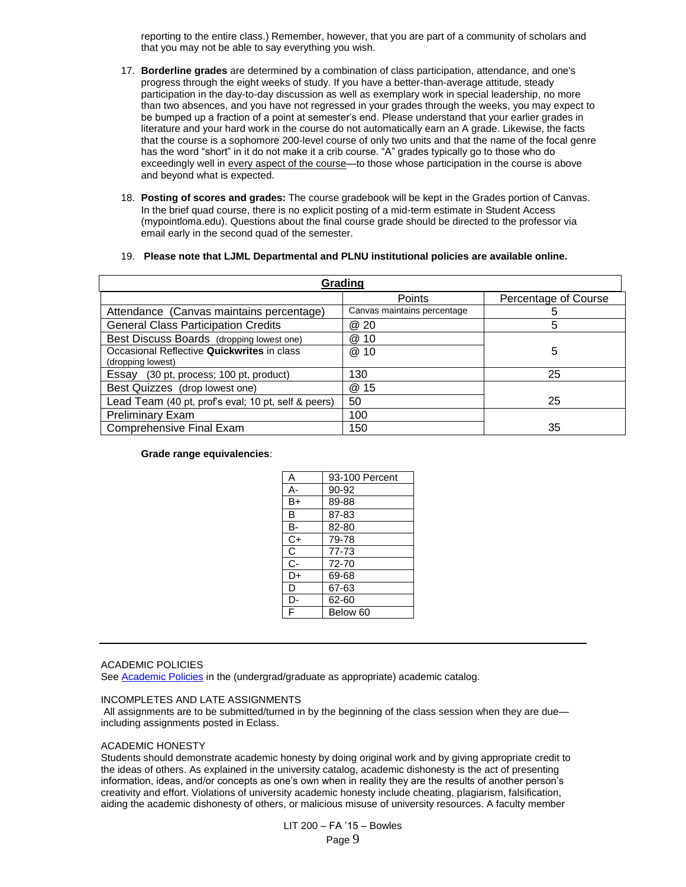reporting to the entire class.) Remember, however, that you are part of a community of scholars and that you may not be able to say everything you wish.

17. **Borderline grades** are determined by a combination of class participation, attendance, and one's progress through the eight weeks of study. If you have a better-than-average attitude, steady participation in the day-to-day discussion as well as exemplary work in special leadership, no more than two absences, and you have not regressed in your grades through the weeks, you may expect to be bumped up a fraction of a point at semester's end. Please understand that your earlier grades in literature and your hard work in the course do not automatically earn an A grade. Likewise, the facts that the course is a sophomore 200-level course of only two units and that the name of the focal genre has the word "short" in it do not make it a crib course. "A" grades typically go to those who do exceedingly well in every aspect of the course—to those whose participation in the course is above and beyond what is expected.

18. **Posting of scores and grades:** The course gradebook will be kept in the Grades portion of Canvas. In the brief quad course, there is no explicit posting of a mid-term estimate in Student Access (mypointloma.edu). Questions about the final course grade should be directed to the professor via email early in the second quad of the semester.

19. **Please note that LJML Departmental and PLNU institutional policies are available online.**

**Grading**

| | Points | Percentage of Course |
|---|---|---|
| Attendance (Canvas maintains percentage) | Canvas maintains percentage | 5 |
| General Class Participation Credits | @ 20 | 5 |
| Best Discuss Boards (dropping lowest one) | @ 10 | 5 |
| Occasional Reflective **Quickwrites** in class (dropping lowest) | @ 10 | |
| Essay (30 pt, process; 100 pt, product) | 130 | 25 |
| Best Quizzes (drop lowest one) | @ 15 | 25 |
| Lead Team (40 pt, prof's eval; 10 pt, self & peers) | 50 | |
| Preliminary Exam | 100 | 35 |
| Comprehensive Final Exam | 150 | |

**Grade range equivalencies**:

| | |
|---|---|
| A | 93-100 Percent |
| A- | 90-92 |
| B+ | 89-88 |
| B | 87-83 |
| B- | 82-80 |
| C+ | 79-78 |
| C | 77-73 |
| C- | 72-70 |
| D+ | 69-68 |
| D | 67-63 |
| D- | 62-60 |
| F | Below 60 |

---

ACADEMIC POLICIES

See Academic Policies in the (undergrad/graduate as appropriate) academic catalog.

INCOMPLETES AND LATE ASSIGNMENTS

All assignments are to be submitted/turned in by the beginning of the class session when they are due—including assignments posted in Eclass.

ACADEMIC HONESTY

Students should demonstrate academic honesty by doing original work and by giving appropriate credit to the ideas of others. As explained in the university catalog, academic dishonesty is the act of presenting information, ideas, and/or concepts as one's own when in reality they are the results of another person's creativity and effort. Violations of university academic honesty include cheating, plagiarism, falsification, aiding the academic dishonesty of others, or malicious misuse of university resources. A faculty member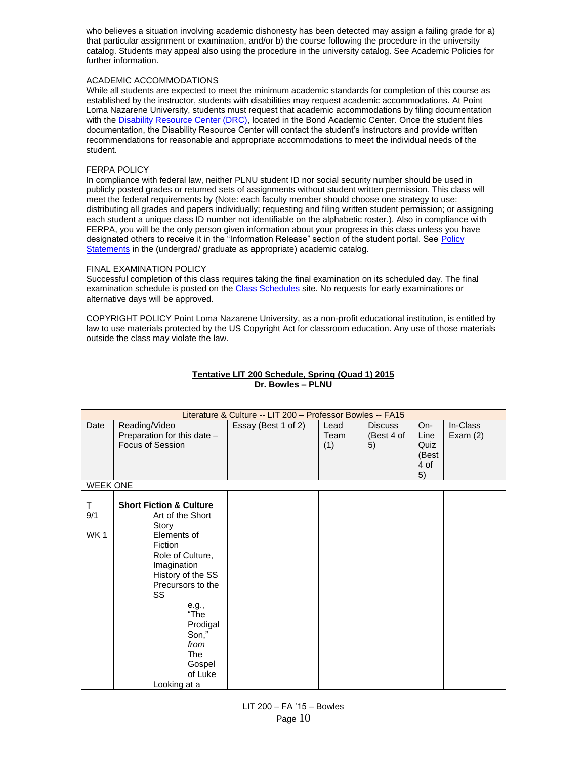who believes a situation involving academic dishonesty has been detected may assign a failing grade for a) that particular assignment or examination, and/or b) the course following the procedure in the university catalog. Students may appeal also using the procedure in the university catalog. See Academic Policies for further information.

ACADEMIC ACCOMMODATIONS

While all students are expected to meet the minimum academic standards for completion of this course as established by the instructor, students with disabilities may request academic accommodations. At Point Loma Nazarene University, students must request that academic accommodations by filing documentation with the Disability Resource Center (DRC), located in the Bond Academic Center. Once the student files documentation, the Disability Resource Center will contact the student's instructors and provide written recommendations for reasonable and appropriate accommodations to meet the individual needs of the student.

FERPA POLICY

In compliance with federal law, neither PLNU student ID nor social security number should be used in publicly posted grades or returned sets of assignments without student written permission. This class will meet the federal requirements by (Note: each faculty member should choose one strategy to use: distributing all grades and papers individually; requesting and filing written student permission; or assigning each student a unique class ID number not identifiable on the alphabetic roster.). Also in compliance with FERPA, you will be the only person given information about your progress in this class unless you have designated others to receive it in the "Information Release" section of the student portal. See Policy Statements in the (undergrad/ graduate as appropriate) academic catalog.

FINAL EXAMINATION POLICY

Successful completion of this class requires taking the final examination on its scheduled day. The final examination schedule is posted on the Class Schedules site. No requests for early examinations or alternative days will be approved.

COPYRIGHT POLICY Point Loma Nazarene University, as a non-profit educational institution, is entitled by law to use materials protected by the US Copyright Act for classroom education. Any use of those materials outside the class may violate the law.

**Tentative LIT 200 Schedule, Spring (Quad 1) 2015**
**Dr. Bowles – PLNU**

| Literature & Culture -- LIT 200 – Professor Bowles -- FA15 | | | | | | |
|---|---|---|---|---|---|---|
| Date | Reading/Video Preparation for this date – Focus of Session | Essay (Best 1 of 2) | Lead Team (1) | Discuss (Best 4 of 5) | On-Line Quiz (Best 4 of 5) | In-Class Exam (2) |
| WEEK ONE | | | | | | |
| T 9/1<br><br>WK 1 | **Short Fiction & Culture**<br>Art of the Short Story<br>Elements of Fiction<br>Role of Culture, Imagination<br>History of the SS<br>Precursors to the SS<br>e.g., "The Prodigal Son," *from* The Gospel of Luke<br>Looking at a | | | | | |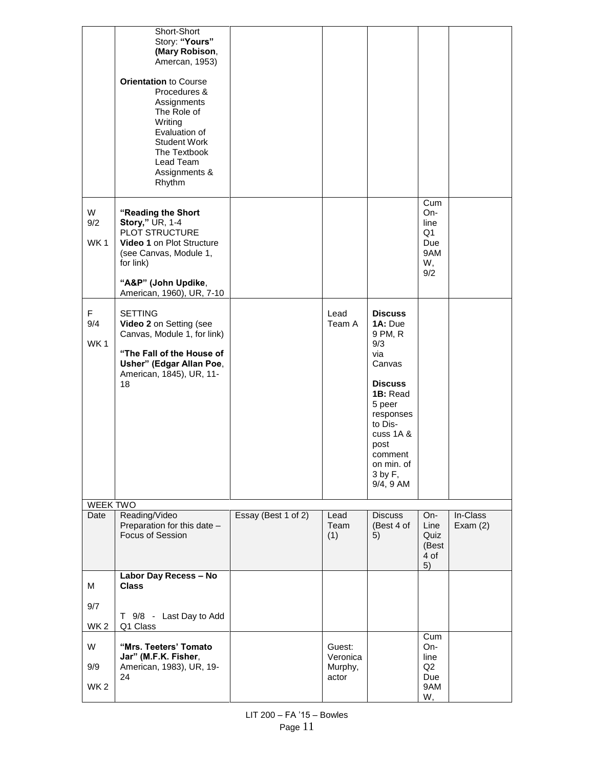| | | | | | | |
|---|---|---|---|---|---|---|
| | Short-Short Story: **"Yours" (Mary Robison**, Amercan, 1953)<br><br>**Orientation** to Course Procedures & Assignments The Role of Writing Evaluation of Student Work The Textbook Lead Team Assignments & Rhythm | | | | | |
| W 9/2 WK 1 | **"Reading the Short Story,"** UR, 1-4 PLOT STRUCTURE **Video 1** on Plot Structure (see Canvas, Module 1, for link)<br><br>**"A&P" (John Updike**, American, 1960), UR, 7-10 | | | | Cum On-line Q1 Due 9AM W, 9/2 | |
| F 9/4 WK 1 | SETTING **Video 2** on Setting (see Canvas, Module 1, for link)<br><br>**"The Fall of the House of Usher" (Edgar Allan Poe**, American, 1845), UR, 11-18 | | Lead Team A | **Discuss 1A:** Due 9 PM, R 9/3 via Canvas<br><br>**Discuss 1B:** Read 5 peer responses to Dis-cuss 1A & post comment on min. of 3 by F, 9/4, 9 AM | | |
| WEEK TWO | | | | | | |
| Date | Reading/Video Preparation for this date – Focus of Session | Essay (Best 1 of 2) | Lead Team (1) | Discuss (Best 4 of 5) | On-Line Quiz (Best 4 of 5) | In-Class Exam (2) |
| M 9/7 WK 2 | **Labor Day Recess – No Class**<br><br>T 9/8 - Last Day to Add Q1 Class | | | | | |
| W 9/9 WK 2 | **"Mrs. Teeters' Tomato Jar" (M.F.K. Fisher**, American, 1983), UR, 19-24 | | Guest: Veronica Murphy, actor | | Cum On-line Q2 Due 9AM W, | |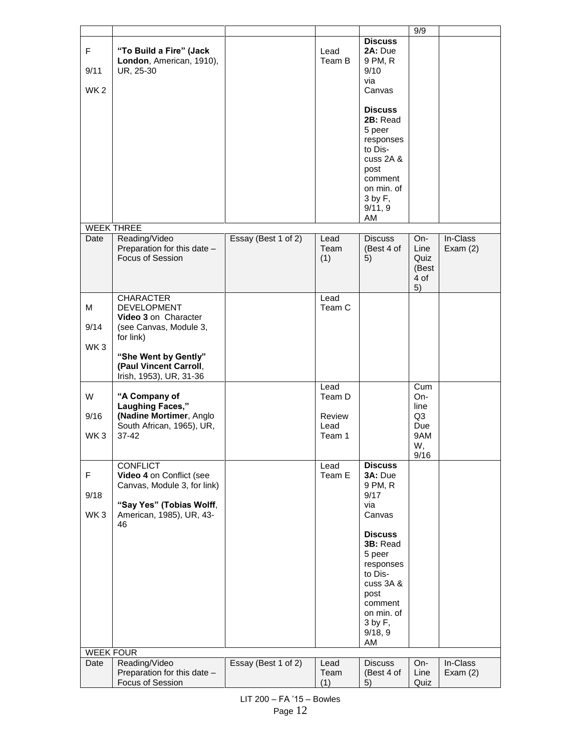| | | | | | 9/9 | |
|---|---|---|---|---|---|---|
| F<br><br>9/11<br><br>WK 2 | **"To Build a Fire" (Jack London**, American, 1910), UR, 25-30 | | Lead Team B | **Discuss 2A:** Due 9 PM, R 9/10 via Canvas<br><br>**Discuss 2B:** Read 5 peer responses to Dis-cuss 2A & post comment on min. of 3 by F, 9/11, 9 AM | | |
| WEEK THREE | | | | | | |
| Date | Reading/Video Preparation for this date – Focus of Session | Essay (Best 1 of 2) | Lead Team (1) | Discuss (Best 4 of 5) | On-Line Quiz (Best 4 of 5) | In-Class Exam (2) |
| M<br><br>9/14<br><br>WK 3 | CHARACTER DEVELOPMENT<br>**Video 3** on Character (see Canvas, Module 3, for link)<br><br>**"She Went by Gently" (Paul Vincent Carroll**, Irish, 1953), UR, 31-36 | | Lead Team C | | | |
| W<br><br>9/16<br><br>WK 3 | **"A Company of Laughing Faces," (Nadine Mortimer**, Anglo South African, 1965), UR, 37-42 | | Lead Team D<br><br>Review Lead Team 1 | | Cum On-line Q3 Due 9AM W, 9/16 | |
| F<br><br>9/18<br><br>WK 3 | CONFLICT<br>**Video 4** on Conflict (see Canvas, Module 3, for link)<br><br>**"Say Yes" (Tobias Wolff**, American, 1985), UR, 43-46 | | Lead Team E | **Discuss 3A:** Due 9 PM, R 9/17 via Canvas<br><br>**Discuss 3B:** Read 5 peer responses to Dis-cuss 3A & post comment on min. of 3 by F, 9/18, 9 AM | | |
| WEEK FOUR | | | | | | |
| Date | Reading/Video Preparation for this date – Focus of Session | Essay (Best 1 of 2) | Lead Team (1) | Discuss (Best 4 of 5) | On-Line Quiz | In-Class Exam (2) |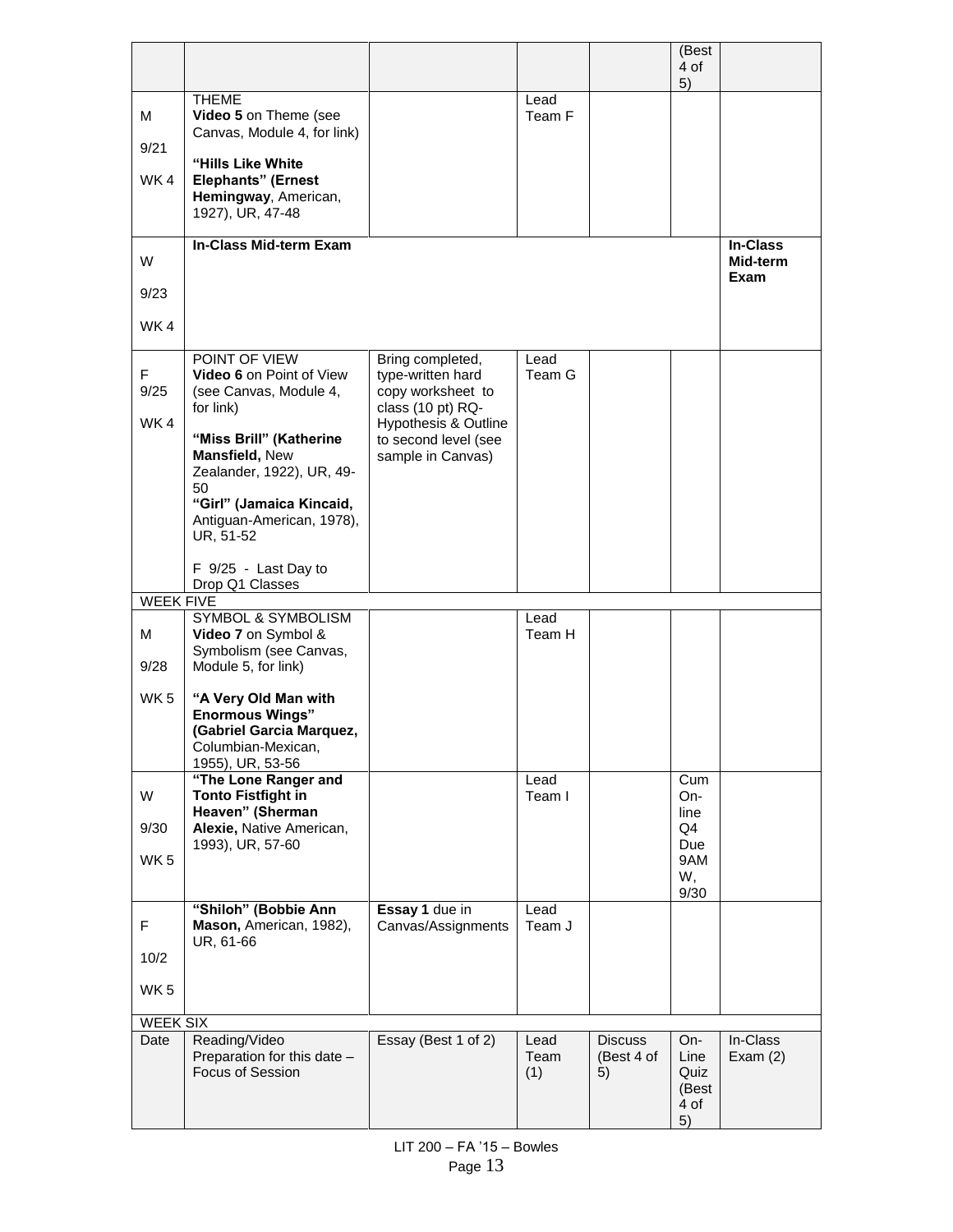| | | | | | (Best 4 of 5) | |
|---|---|---|---|---|---|---|
| M 9/21 WK 4 | THEME **Video 5** on Theme (see Canvas, Module 4, for link) **"Hills Like White Elephants" (Ernest Hemingway**, American, 1927), UR, 47-48 | | Lead Team F | | | |
| W 9/23 WK 4 | **In-Class Mid-term Exam** | | | | | **In-Class Mid-term Exam** |
| F 9/25 WK 4 | POINT OF VIEW **Video 6** on Point of View (see Canvas, Module 4, for link) **"Miss Brill" (Katherine Mansfield,** New Zealander, 1922), UR, 49-50 **"Girl" (Jamaica Kincaid,** Antiguan-American, 1978), UR, 51-52 F 9/25 - Last Day to Drop Q1 Classes | Bring completed, type-written hard copy worksheet to class (10 pt) RQ-Hypothesis & Outline to second level (see sample in Canvas) | Lead Team G | | | |
| WEEK FIVE | | | | | | |
| M 9/28 WK 5 | SYMBOL & SYMBOLISM **Video 7** on Symbol & Symbolism (see Canvas, Module 5, for link) **"A Very Old Man with Enormous Wings" (Gabriel Garcia Marquez,** Columbian-Mexican, 1955), UR, 53-56 | | Lead Team H | | | |
| W 9/30 WK 5 | **"The Lone Ranger and Tonto Fistfight in Heaven" (Sherman Alexie,** Native American, 1993), UR, 57-60 | | Lead Team I | | Cum On-line Q4 Due 9AM W, 9/30 | |
| F 10/2 WK 5 | **"Shiloh" (Bobbie Ann Mason,** American, 1982), UR, 61-66 | **Essay 1** due in Canvas/Assignments | Lead Team J | | | |
| WEEK SIX | | | | | | |
| Date | Reading/Video Preparation for this date – Focus of Session | Essay (Best 1 of 2) | Lead Team (1) | Discuss (Best 4 of 5) | On-Line Quiz (Best 4 of 5) | In-Class Exam (2) |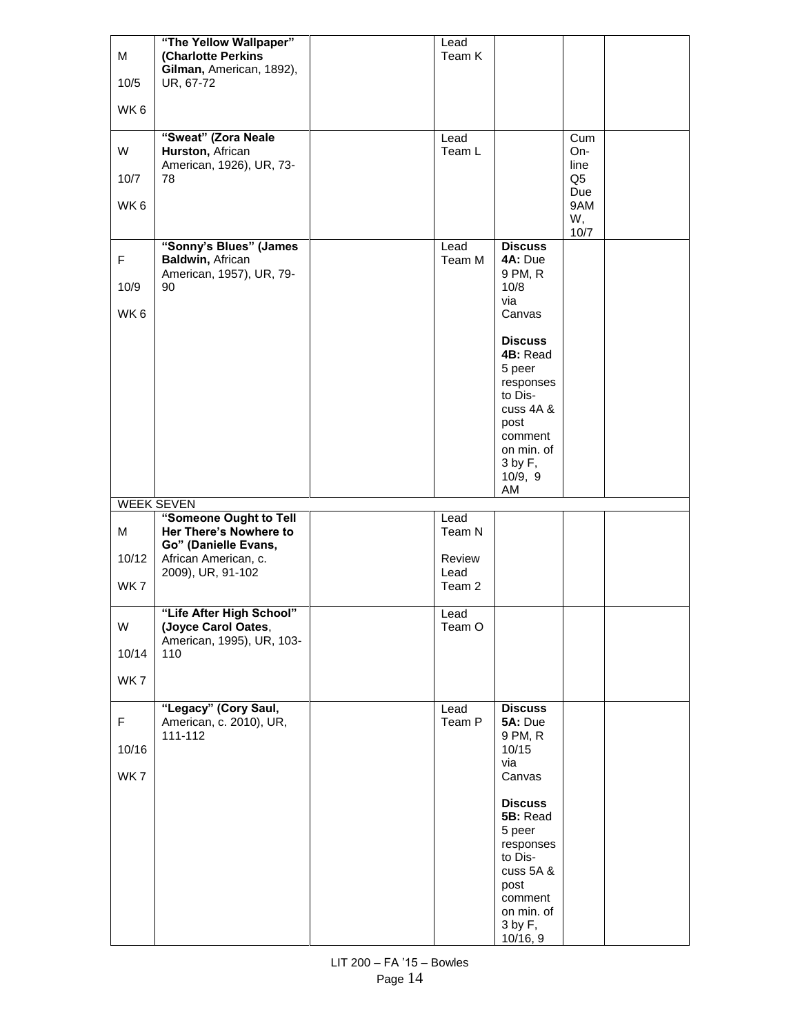| | | | | | | |
|---|---|---|---|---|---|---|
| M<br><br>10/5<br><br>WK 6 | **"The Yellow Wallpaper" (Charlotte Perkins Gilman,** American, 1892), UR, 67-72 | | Lead Team K | | | |
| W<br><br>10/7<br><br>WK 6 | **"Sweat" (Zora Neale Hurston,** African American, 1926), UR, 73-78 | | Lead Team L | | Cum On-line Q5 Due 9AM W, 10/7 | |
| F<br><br>10/9<br><br>WK 6 | **"Sonny's Blues" (James Baldwin,** African American, 1957), UR, 79-90 | | Lead Team M | **Discuss 4A:** Due 9 PM, R 10/8 via Canvas<br><br>**Discuss 4B:** Read 5 peer responses to Dis-cuss 4A & post comment on min. of 3 by F, 10/9, 9 AM | | |
| WEEK SEVEN | | | | | | |
| M<br><br>10/12<br><br>WK 7 | **"Someone Ought to Tell Her There's Nowhere to Go" (Danielle Evans,** African American, c. 2009), UR, 91-102 | | Lead Team N<br><br>Review Lead Team 2 | | | |
| W<br><br>10/14<br><br>WK 7 | **"Life After High School" (Joyce Carol Oates**, American, 1995), UR, 103-110 | | Lead Team O | | | |
| F<br><br>10/16<br><br>WK 7 | **"Legacy" (Cory Saul,** American, c. 2010), UR, 111-112 | | Lead Team P | **Discuss 5A:** Due 9 PM, R 10/15 via Canvas<br><br>**Discuss 5B:** Read 5 peer responses to Dis-cuss 5A & post comment on min. of 3 by F, 10/16, 9 | | |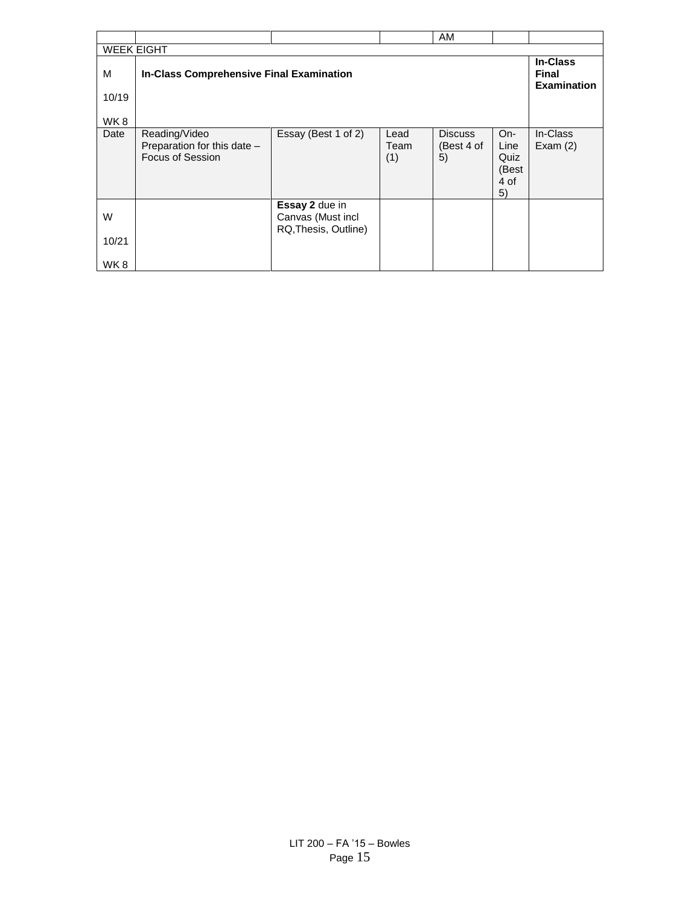| | | | | | | |
|---|---|---|---|---|---|---|
| | | | | AM | | |
| WEEK EIGHT | | | | | | |
| M<br><br>10/19<br><br>WK 8 | **In-Class Comprehensive Final Examination** | | | | | **In-Class Final Examination** |
| Date | Reading/Video Preparation for this date – Focus of Session | Essay (Best 1 of 2) | Lead Team (1) | Discuss (Best 4 of 5) | On-Line Quiz (Best 4 of 5) | In-Class Exam (2) |
| W<br><br>10/21<br><br>WK 8 | | **Essay 2** due in Canvas (Must incl RQ,Thesis, Outline) | | | | |